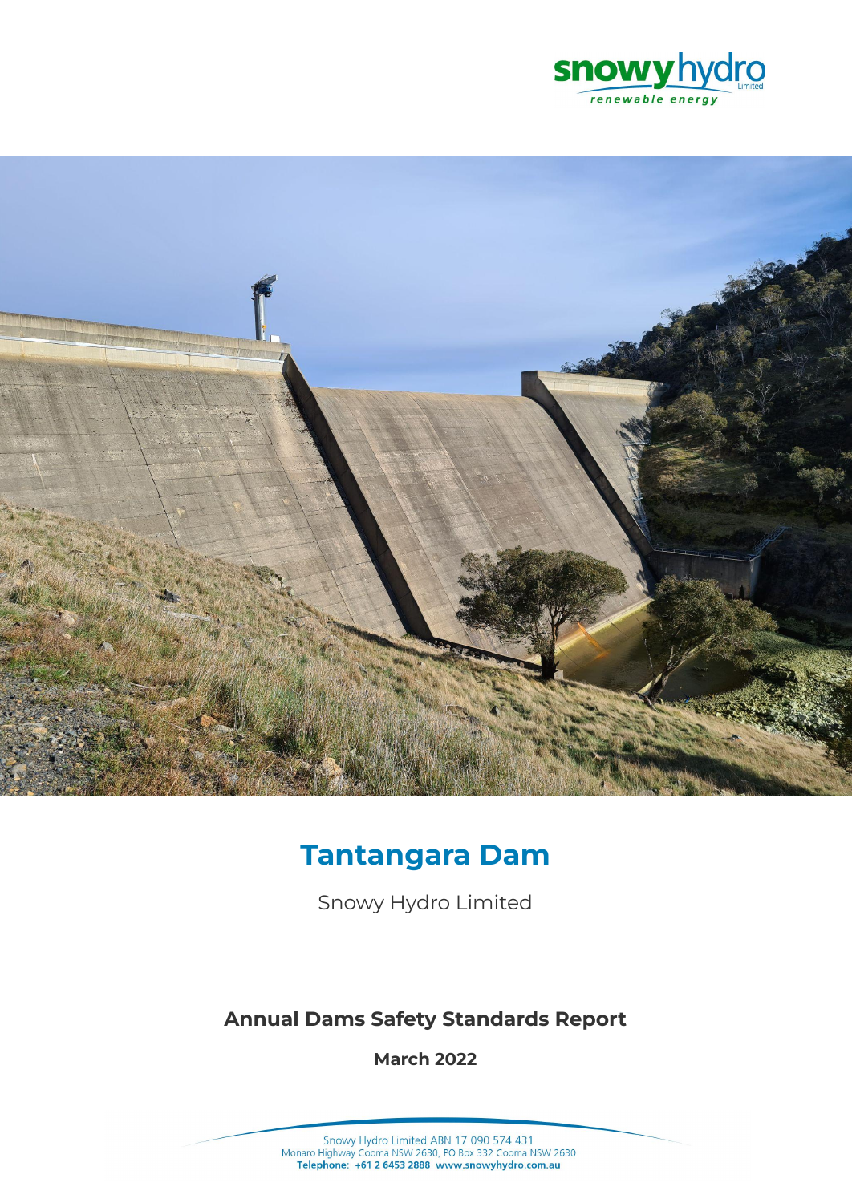snowyhydro
renewable energy

# Tantangara Dam

Snowy Hydro Limited

## Annual Dams Safety Standards Report

**March 2022**

Snowy Hydro Limited ABN 17 090 574 431
Monaro Highway Cooma NSW 2630, PO Box 332 Cooma NSW 2630
**Telephone: +61 2 6453 2888 www.snowyhydro.com.au**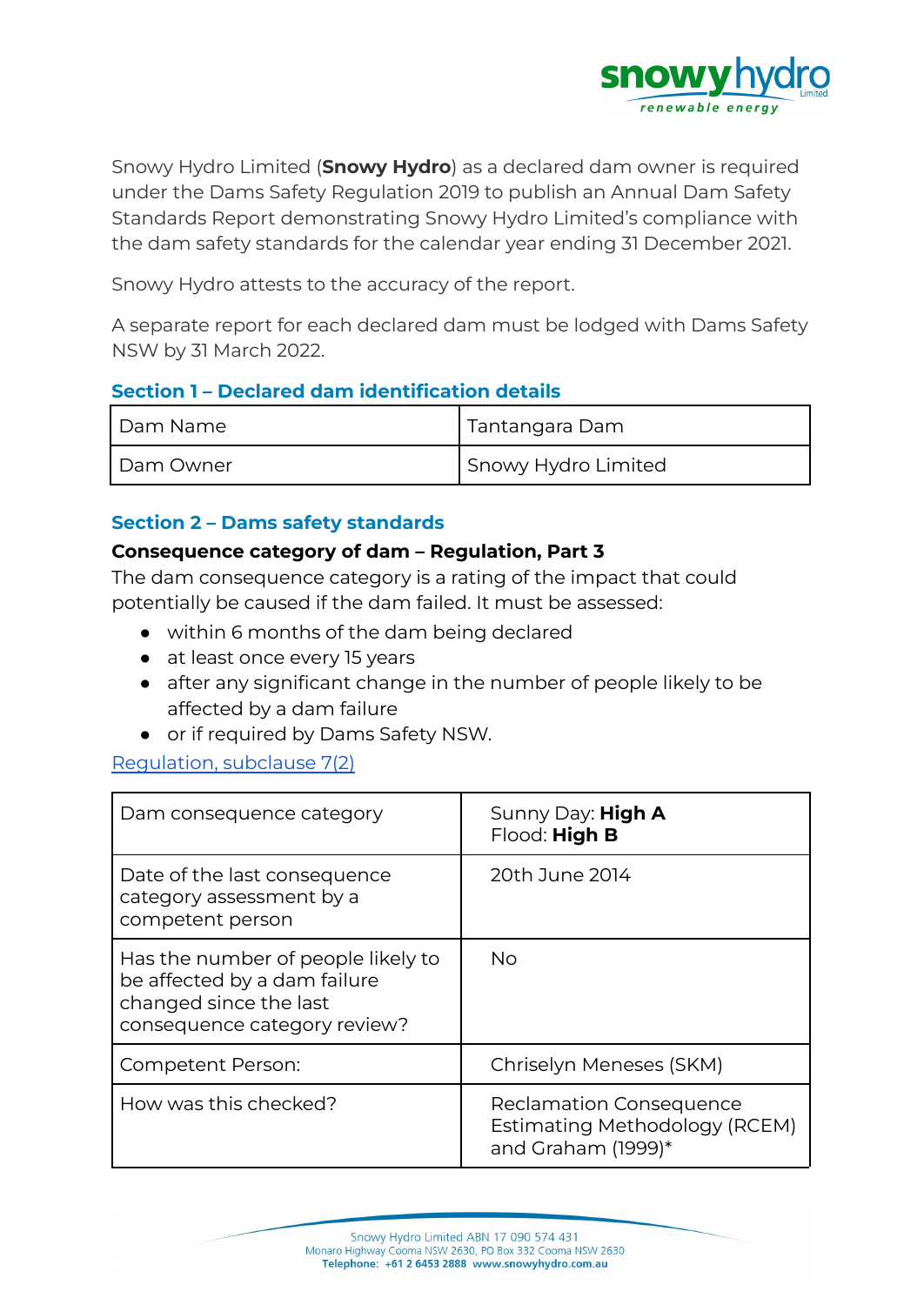Snowy Hydro Limited (**Snowy Hydro**) as a declared dam owner is required under the Dams Safety Regulation 2019 to publish an Annual Dam Safety Standards Report demonstrating Snowy Hydro Limited's compliance with the dam safety standards for the calendar year ending 31 December 2021.

Snowy Hydro attests to the accuracy of the report.

A separate report for each declared dam must be lodged with Dams Safety NSW by 31 March 2022.

## Section 1 – Declared dam identification details

| Dam Name | Tantangara Dam |
|---|---|
| Dam Owner | Snowy Hydro Limited |

## Section 2 – Dams safety standards

**Consequence category of dam – Regulation, Part 3**

The dam consequence category is a rating of the impact that could potentially be caused if the dam failed. It must be assessed:

- within 6 months of the dam being declared
- at least once every 15 years
- after any significant change in the number of people likely to be affected by a dam failure
- or if required by Dams Safety NSW.

[Regulation, subclause 7(2)]

| Dam consequence category | Sunny Day: **High A**<br>Flood: **High B** |
|---|---|
| Date of the last consequence category assessment by a competent person | 20th June 2014 |
| Has the number of people likely to be affected by a dam failure changed since the last consequence category review? | No |
| Competent Person: | Chriselyn Meneses (SKM) |
| How was this checked? | Reclamation Consequence Estimating Methodology (RCEM) and Graham (1999)* |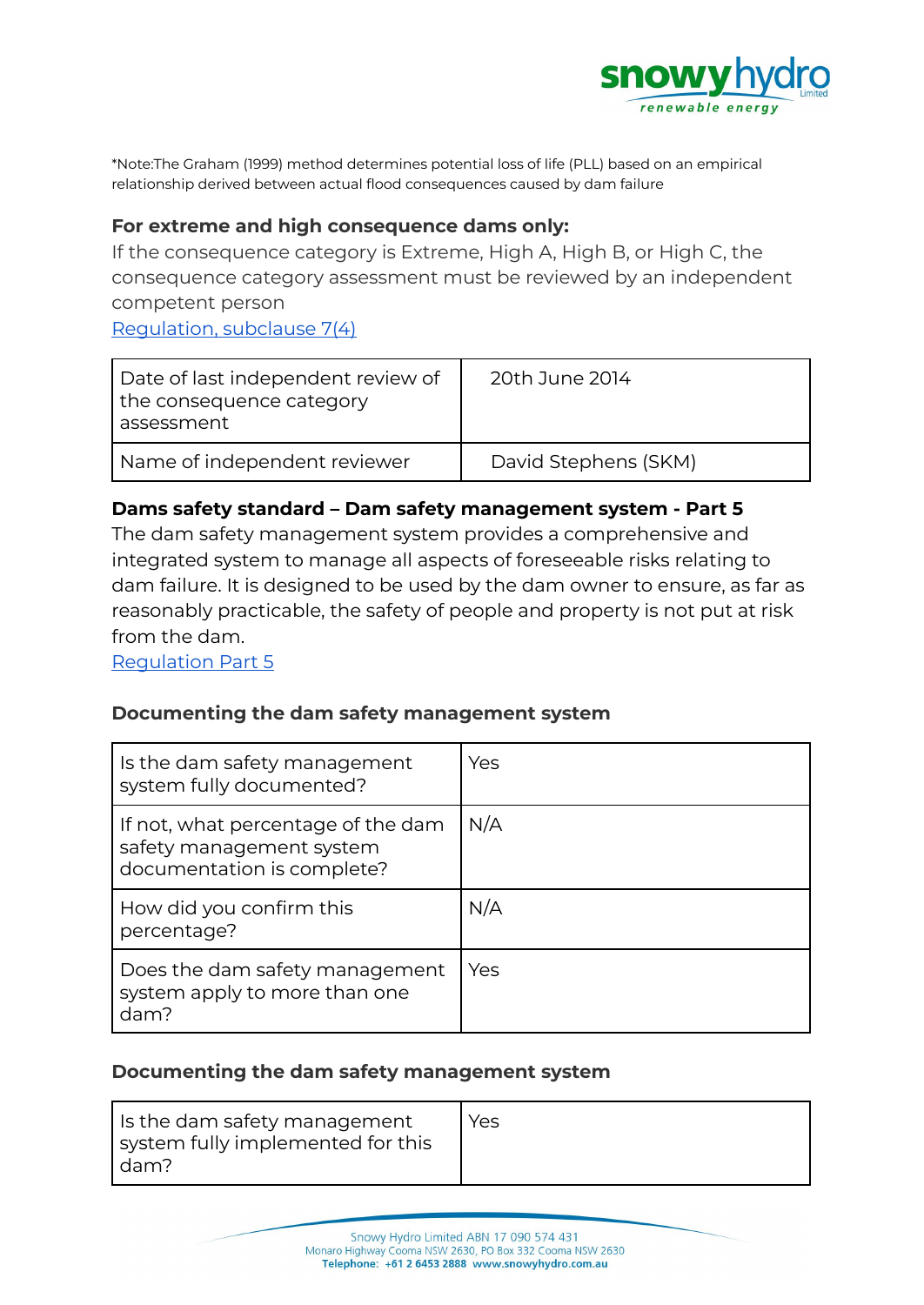*Note:The Graham (1999) method determines potential loss of life (PLL) based on an empirical relationship derived between actual flood consequences caused by dam failure

### For extreme and high consequence dams only:

If the consequence category is Extreme, High A, High B, or High C, the consequence category assessment must be reviewed by an independent competent person

Regulation, subclause 7(4)

| Date of last independent review of the consequence category assessment | 20th June 2014 |
|---|---|
| Name of independent reviewer | David Stephens (SKM) |

### Dams safety standard – Dam safety management system - Part 5

The dam safety management system provides a comprehensive and integrated system to manage all aspects of foreseeable risks relating to dam failure. It is designed to be used by the dam owner to ensure, as far as reasonably practicable, the safety of people and property is not put at risk from the dam.

Regulation Part 5

### Documenting the dam safety management system

| Is the dam safety management system fully documented? | Yes |
|---|---|
| If not, what percentage of the dam safety management system documentation is complete? | N/A |
| How did you confirm this percentage? | N/A |
| Does the dam safety management system apply to more than one dam? | Yes |

### Documenting the dam safety management system

| Is the dam safety management system fully implemented for this dam? | Yes |
|---|---|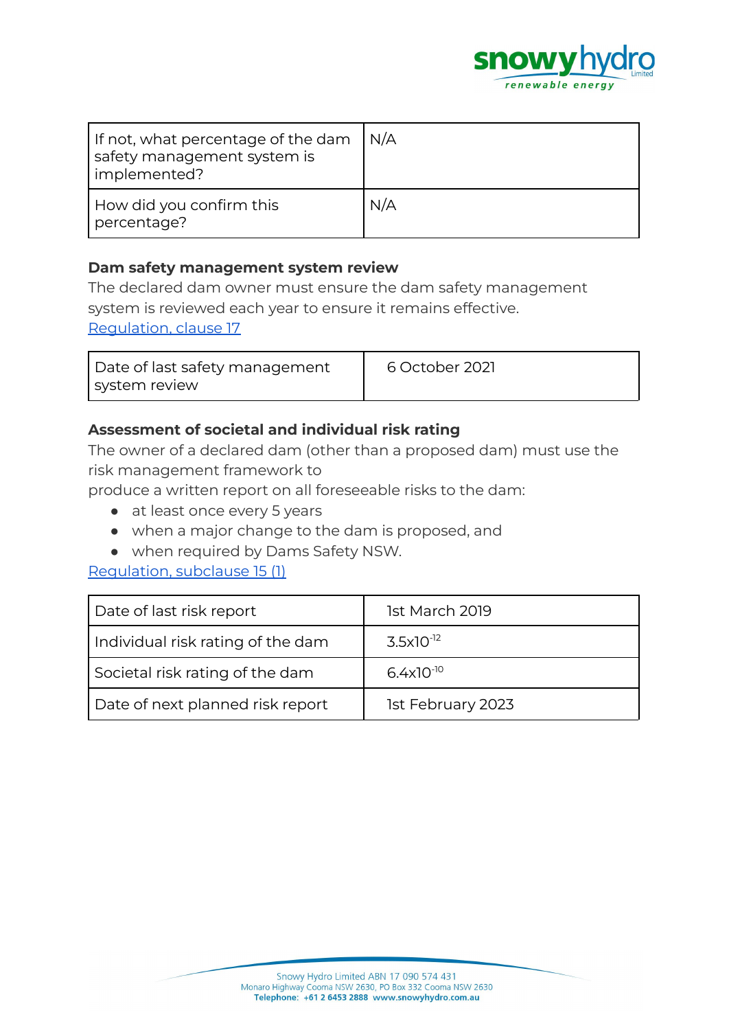| If not, what percentage of the dam safety management system is implemented? | N/A |
|---|---|
| How did you confirm this percentage? | N/A |

**Dam safety management system review**

The declared dam owner must ensure the dam safety management system is reviewed each year to ensure it remains effective.
Regulation, clause 17

| Date of last safety management system review | 6 October 2021 |
|---|---|

**Assessment of societal and individual risk rating**

The owner of a declared dam (other than a proposed dam) must use the risk management framework to
produce a written report on all foreseeable risks to the dam:

- at least once every 5 years
- when a major change to the dam is proposed, and
- when required by Dams Safety NSW.

Regulation, subclause 15 (1)

| Date of last risk report | 1st March 2019 |
|---|---|
| Individual risk rating of the dam | $3.5\text{x}10^{-12}$ |
| Societal risk rating of the dam | $6.4\text{x}10^{-10}$ |
| Date of next planned risk report | 1st February 2023 |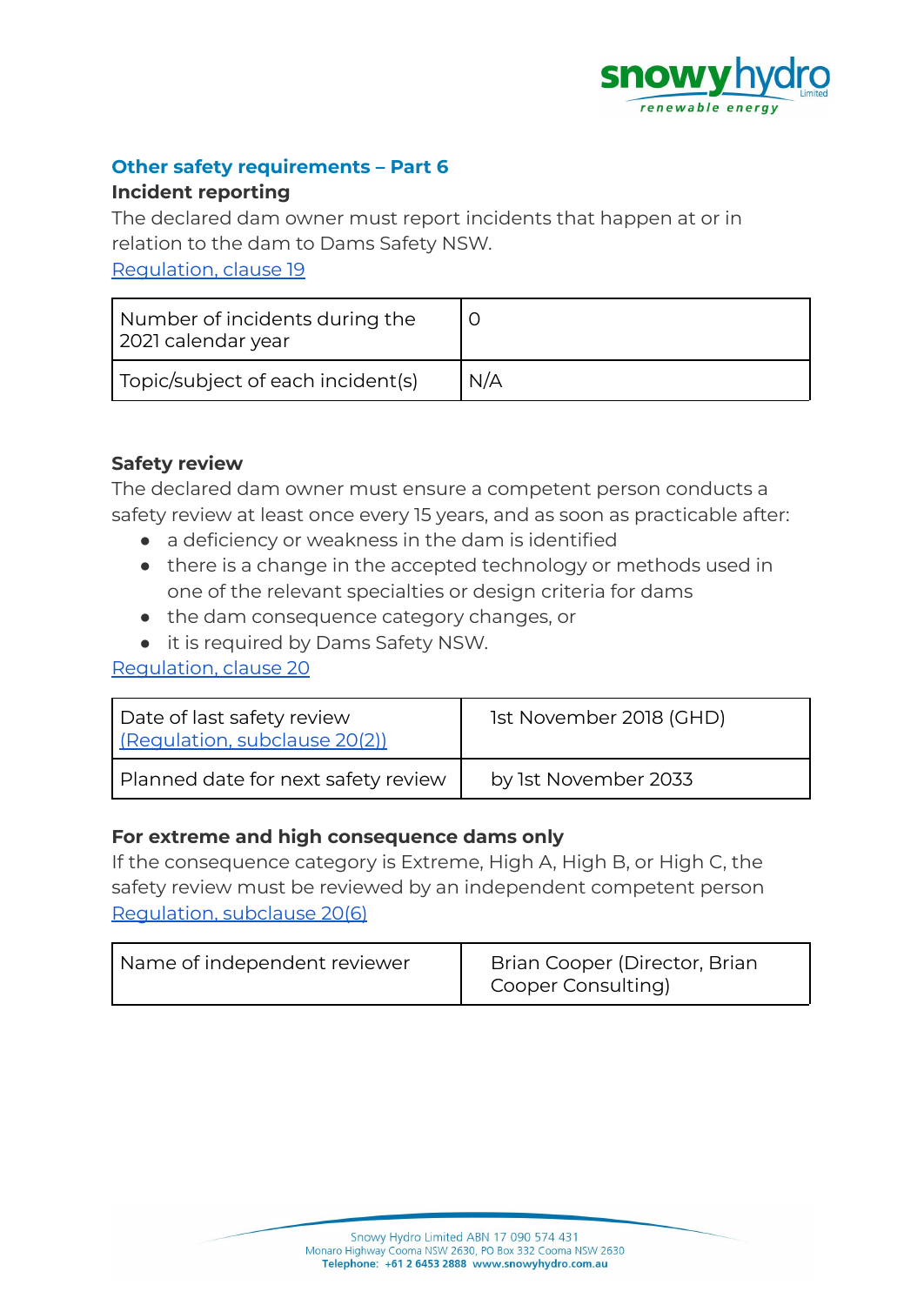## Other safety requirements – Part 6

### Incident reporting

The declared dam owner must report incidents that happen at or in relation to the dam to Dams Safety NSW.

Regulation, clause 19

| Number of incidents during the 2021 calendar year | 0 |
|---|---|
| Topic/subject of each incident(s) | N/A |

### Safety review

The declared dam owner must ensure a competent person conducts a safety review at least once every 15 years, and as soon as practicable after:

- a deficiency or weakness in the dam is identified
- there is a change in the accepted technology or methods used in one of the relevant specialties or design criteria for dams
- the dam consequence category changes, or
- it is required by Dams Safety NSW.

Regulation, clause 20

| Date of last safety review (Regulation, subclause 20(2)) | 1st November 2018 (GHD) |
|---|---|
| Planned date for next safety review | by 1st November 2033 |

### For extreme and high consequence dams only

If the consequence category is Extreme, High A, High B, or High C, the safety review must be reviewed by an independent competent person

Regulation, subclause 20(6)

| Name of independent reviewer | Brian Cooper (Director, Brian Cooper Consulting) |
|---|---|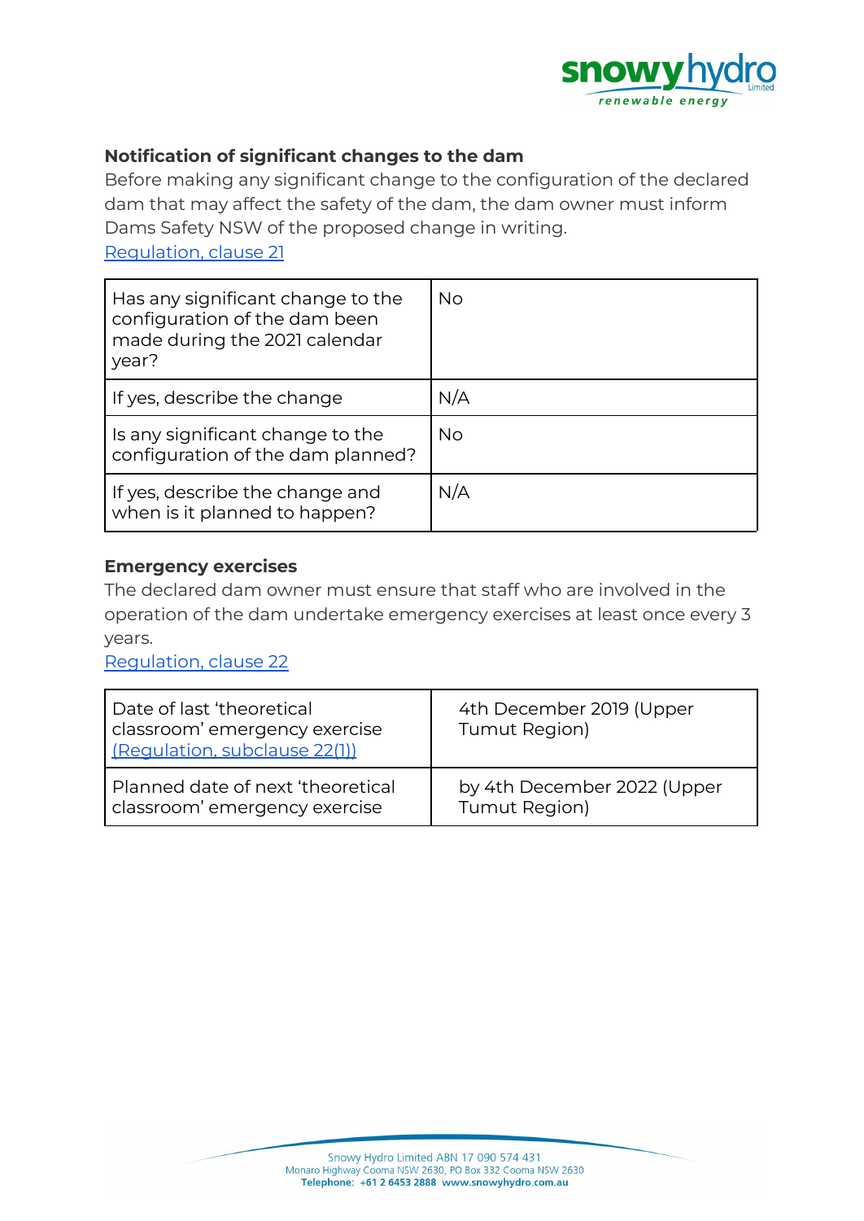### Notification of significant changes to the dam

Before making any significant change to the configuration of the declared dam that may affect the safety of the dam, the dam owner must inform Dams Safety NSW of the proposed change in writing.

Regulation, clause 21

| Has any significant change to the configuration of the dam been made during the 2021 calendar year? | No |
| --- | --- |
| If yes, describe the change | N/A |
| Is any significant change to the configuration of the dam planned? | No |
| If yes, describe the change and when is it planned to happen? | N/A |

### Emergency exercises

The declared dam owner must ensure that staff who are involved in the operation of the dam undertake emergency exercises at least once every 3 years.

Regulation, clause 22

| Date of last 'theoretical classroom' emergency exercise (Regulation, subclause 22(1)) | 4th December 2019 (Upper Tumut Region) |
| --- | --- |
| Planned date of next 'theoretical classroom' emergency exercise | by 4th December 2022 (Upper Tumut Region) |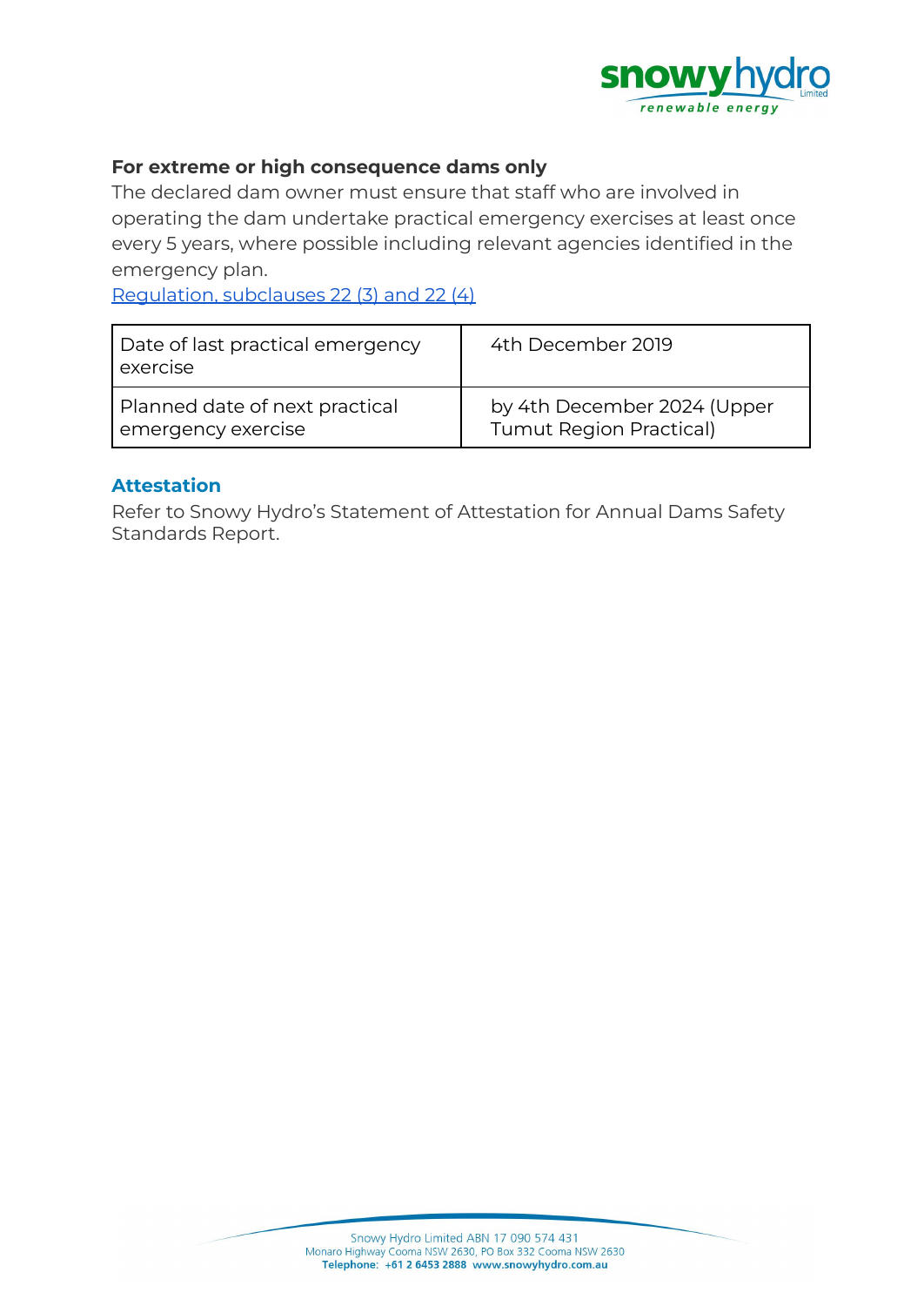**For extreme or high consequence dams only**

The declared dam owner must ensure that staff who are involved in operating the dam undertake practical emergency exercises at least once every 5 years, where possible including relevant agencies identified in the emergency plan.

Regulation, subclauses 22 (3) and 22 (4)

| | |
|---|---|
| Date of last practical emergency exercise | 4th December 2019 |
| Planned date of next practical emergency exercise | by 4th December 2024 (Upper Tumut Region Practical) |

## Attestation

Refer to Snowy Hydro's Statement of Attestation for Annual Dams Safety Standards Report.